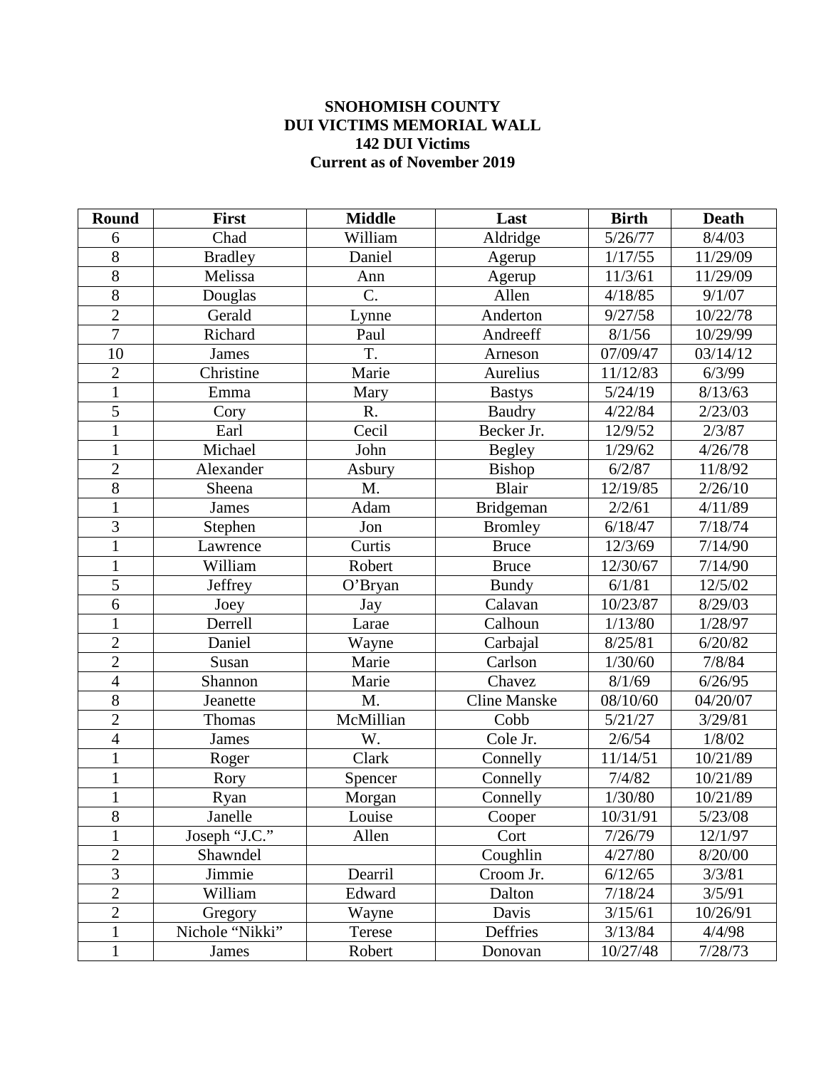**SNOHOMISH COUNTY**
**DUI VICTIMS MEMORIAL WALL**
**142 DUI Victims**
**Current as of November 2019**

| Round | First | Middle | Last | Birth | Death |
|---|---|---|---|---|---|
| 6 | Chad | William | Aldridge | 5/26/77 | 8/4/03 |
| 8 | Bradley | Daniel | Agerup | 1/17/55 | 11/29/09 |
| 8 | Melissa | Ann | Agerup | 11/3/61 | 11/29/09 |
| 8 | Douglas | C. | Allen | 4/18/85 | 9/1/07 |
| 2 | Gerald | Lynne | Anderton | 9/27/58 | 10/22/78 |
| 7 | Richard | Paul | Andreeff | 8/1/56 | 10/29/99 |
| 10 | James | T. | Arneson | 07/09/47 | 03/14/12 |
| 2 | Christine | Marie | Aurelius | 11/12/83 | 6/3/99 |
| 1 | Emma | Mary | Bastys | 5/24/19 | 8/13/63 |
| 5 | Cory | R. | Baudry | 4/22/84 | 2/23/03 |
| 1 | Earl | Cecil | Becker Jr. | 12/9/52 | 2/3/87 |
| 1 | Michael | John | Begley | 1/29/62 | 4/26/78 |
| 2 | Alexander | Asbury | Bishop | 6/2/87 | 11/8/92 |
| 8 | Sheena | M. | Blair | 12/19/85 | 2/26/10 |
| 1 | James | Adam | Bridgeman | 2/2/61 | 4/11/89 |
| 3 | Stephen | Jon | Bromley | 6/18/47 | 7/18/74 |
| 1 | Lawrence | Curtis | Bruce | 12/3/69 | 7/14/90 |
| 1 | William | Robert | Bruce | 12/30/67 | 7/14/90 |
| 5 | Jeffrey | O'Bryan | Bundy | 6/1/81 | 12/5/02 |
| 6 | Joey | Jay | Calavan | 10/23/87 | 8/29/03 |
| 1 | Derrell | Larae | Calhoun | 1/13/80 | 1/28/97 |
| 2 | Daniel | Wayne | Carbajal | 8/25/81 | 6/20/82 |
| 2 | Susan | Marie | Carlson | 1/30/60 | 7/8/84 |
| 4 | Shannon | Marie | Chavez | 8/1/69 | 6/26/95 |
| 8 | Jeanette | M. | Cline Manske | 08/10/60 | 04/20/07 |
| 2 | Thomas | McMillian | Cobb | 5/21/27 | 3/29/81 |
| 4 | James | W. | Cole Jr. | 2/6/54 | 1/8/02 |
| 1 | Roger | Clark | Connelly | 11/14/51 | 10/21/89 |
| 1 | Rory | Spencer | Connelly | 7/4/82 | 10/21/89 |
| 1 | Ryan | Morgan | Connelly | 1/30/80 | 10/21/89 |
| 8 | Janelle | Louise | Cooper | 10/31/91 | 5/23/08 |
| 1 | Joseph "J.C." | Allen | Cort | 7/26/79 | 12/1/97 |
| 2 | Shawndel | | Coughlin | 4/27/80 | 8/20/00 |
| 3 | Jimmie | Dearril | Croom Jr. | 6/12/65 | 3/3/81 |
| 2 | William | Edward | Dalton | 7/18/24 | 3/5/91 |
| 2 | Gregory | Wayne | Davis | 3/15/61 | 10/26/91 |
| 1 | Nichole "Nikki" | Terese | Deffries | 3/13/84 | 4/4/98 |
| 1 | James | Robert | Donovan | 10/27/48 | 7/28/73 |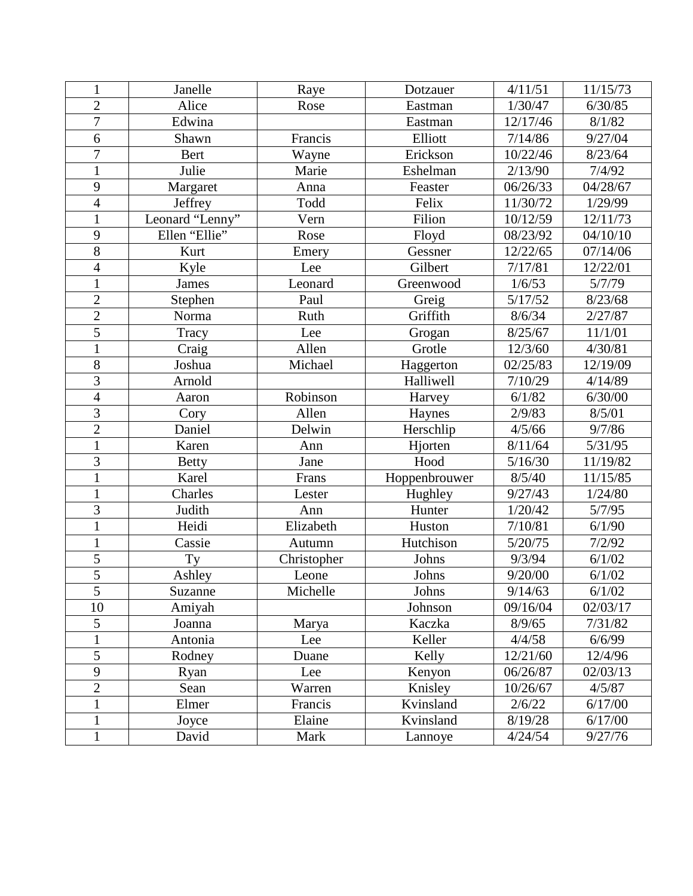| 1 | Janelle | Raye | Dotzauer | 4/11/51 | 11/15/73 |
|---|---|---|---|---|---|
| 2 | Alice | Rose | Eastman | 1/30/47 | 6/30/85 |
| 7 | Edwina | | Eastman | 12/17/46 | 8/1/82 |
| 6 | Shawn | Francis | Elliott | 7/14/86 | 9/27/04 |
| 7 | Bert | Wayne | Erickson | 10/22/46 | 8/23/64 |
| 1 | Julie | Marie | Eshelman | 2/13/90 | 7/4/92 |
| 9 | Margaret | Anna | Feaster | 06/26/33 | 04/28/67 |
| 4 | Jeffrey | Todd | Felix | 11/30/72 | 1/29/99 |
| 1 | Leonard “Lenny” | Vern | Filion | 10/12/59 | 12/11/73 |
| 9 | Ellen “Ellie” | Rose | Floyd | 08/23/92 | 04/10/10 |
| 8 | Kurt | Emery | Gessner | 12/22/65 | 07/14/06 |
| 4 | Kyle | Lee | Gilbert | 7/17/81 | 12/22/01 |
| 1 | James | Leonard | Greenwood | 1/6/53 | 5/7/79 |
| 2 | Stephen | Paul | Greig | 5/17/52 | 8/23/68 |
| 2 | Norma | Ruth | Griffith | 8/6/34 | 2/27/87 |
| 5 | Tracy | Lee | Grogan | 8/25/67 | 11/1/01 |
| 1 | Craig | Allen | Grotle | 12/3/60 | 4/30/81 |
| 8 | Joshua | Michael | Haggerton | 02/25/83 | 12/19/09 |
| 3 | Arnold | | Halliwell | 7/10/29 | 4/14/89 |
| 4 | Aaron | Robinson | Harvey | 6/1/82 | 6/30/00 |
| 3 | Cory | Allen | Haynes | 2/9/83 | 8/5/01 |
| 2 | Daniel | Delwin | Herschlip | 4/5/66 | 9/7/86 |
| 1 | Karen | Ann | Hjorten | 8/11/64 | 5/31/95 |
| 3 | Betty | Jane | Hood | 5/16/30 | 11/19/82 |
| 1 | Karel | Frans | Hoppenbrouwer | 8/5/40 | 11/15/85 |
| 1 | Charles | Lester | Hughley | 9/27/43 | 1/24/80 |
| 3 | Judith | Ann | Hunter | 1/20/42 | 5/7/95 |
| 1 | Heidi | Elizabeth | Huston | 7/10/81 | 6/1/90 |
| 1 | Cassie | Autumn | Hutchison | 5/20/75 | 7/2/92 |
| 5 | Ty | Christopher | Johns | 9/3/94 | 6/1/02 |
| 5 | Ashley | Leone | Johns | 9/20/00 | 6/1/02 |
| 5 | Suzanne | Michelle | Johns | 9/14/63 | 6/1/02 |
| 10 | Amiyah | | Johnson | 09/16/04 | 02/03/17 |
| 5 | Joanna | Marya | Kaczka | 8/9/65 | 7/31/82 |
| 1 | Antonia | Lee | Keller | 4/4/58 | 6/6/99 |
| 5 | Rodney | Duane | Kelly | 12/21/60 | 12/4/96 |
| 9 | Ryan | Lee | Kenyon | 06/26/87 | 02/03/13 |
| 2 | Sean | Warren | Knisley | 10/26/67 | 4/5/87 |
| 1 | Elmer | Francis | Kvinsland | 2/6/22 | 6/17/00 |
| 1 | Joyce | Elaine | Kvinsland | 8/19/28 | 6/17/00 |
| 1 | David | Mark | Lannoye | 4/24/54 | 9/27/76 |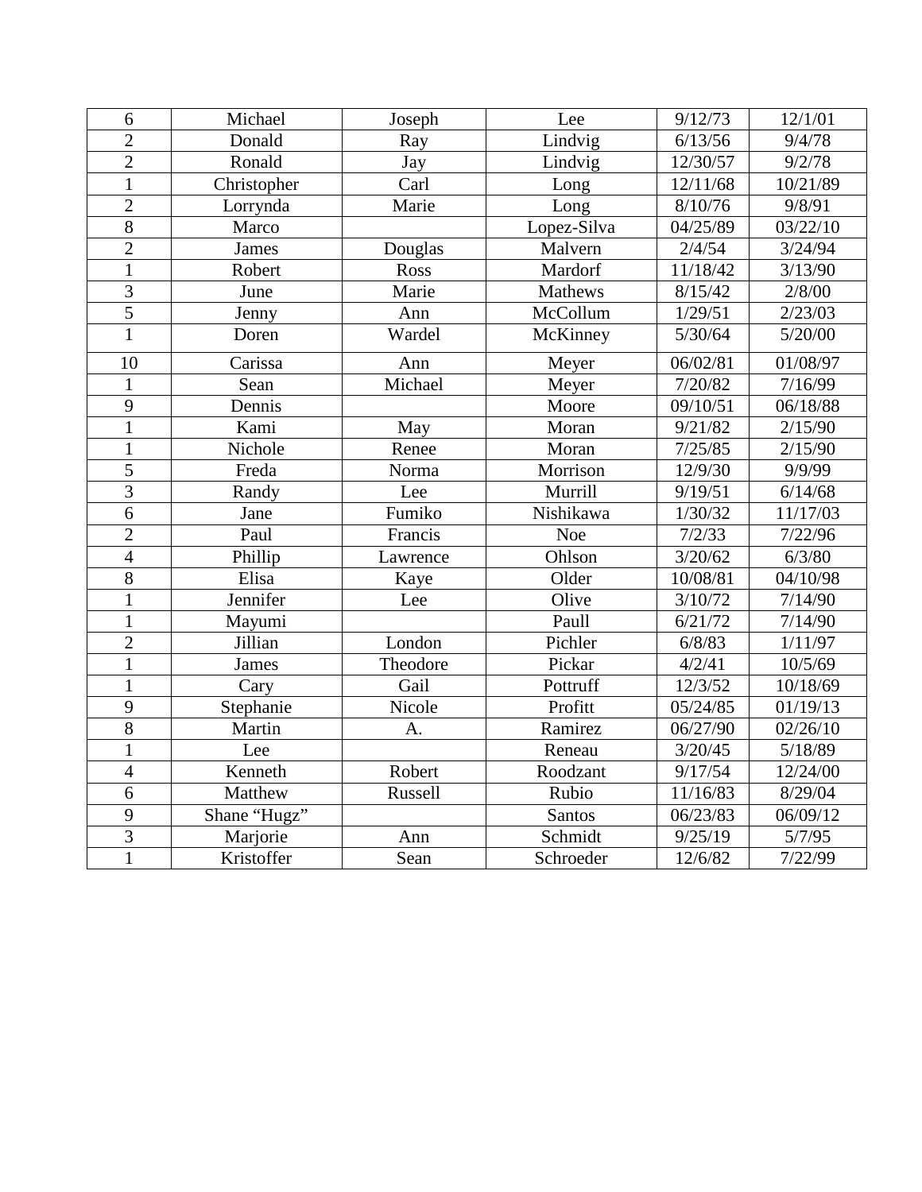| 6 | Michael | Joseph | Lee | 9/12/73 | 12/1/01 |
|---|---|---|---|---|---|
| 2 | Donald | Ray | Lindvig | 6/13/56 | 9/4/78 |
| 2 | Ronald | Jay | Lindvig | 12/30/57 | 9/2/78 |
| 1 | Christopher | Carl | Long | 12/11/68 | 10/21/89 |
| 2 | Lorrynda | Marie | Long | 8/10/76 | 9/8/91 |
| 8 | Marco | | Lopez-Silva | 04/25/89 | 03/22/10 |
| 2 | James | Douglas | Malvern | 2/4/54 | 3/24/94 |
| 1 | Robert | Ross | Mardorf | 11/18/42 | 3/13/90 |
| 3 | June | Marie | Mathews | 8/15/42 | 2/8/00 |
| 5 | Jenny | Ann | McCollum | 1/29/51 | 2/23/03 |
| 1 | Doren | Wardel | McKinney | 5/30/64 | 5/20/00 |
| 10 | Carissa | Ann | Meyer | 06/02/81 | 01/08/97 |
| 1 | Sean | Michael | Meyer | 7/20/82 | 7/16/99 |
| 9 | Dennis | | Moore | 09/10/51 | 06/18/88 |
| 1 | Kami | May | Moran | 9/21/82 | 2/15/90 |
| 1 | Nichole | Renee | Moran | 7/25/85 | 2/15/90 |
| 5 | Freda | Norma | Morrison | 12/9/30 | 9/9/99 |
| 3 | Randy | Lee | Murrill | 9/19/51 | 6/14/68 |
| 6 | Jane | Fumiko | Nishikawa | 1/30/32 | 11/17/03 |
| 2 | Paul | Francis | Noe | 7/2/33 | 7/22/96 |
| 4 | Phillip | Lawrence | Ohlson | 3/20/62 | 6/3/80 |
| 8 | Elisa | Kaye | Older | 10/08/81 | 04/10/98 |
| 1 | Jennifer | Lee | Olive | 3/10/72 | 7/14/90 |
| 1 | Mayumi | | Paull | 6/21/72 | 7/14/90 |
| 2 | Jillian | London | Pichler | 6/8/83 | 1/11/97 |
| 1 | James | Theodore | Pickar | 4/2/41 | 10/5/69 |
| 1 | Cary | Gail | Pottruff | 12/3/52 | 10/18/69 |
| 9 | Stephanie | Nicole | Profitt | 05/24/85 | 01/19/13 |
| 8 | Martin | A. | Ramirez | 06/27/90 | 02/26/10 |
| 1 | Lee | | Reneau | 3/20/45 | 5/18/89 |
| 4 | Kenneth | Robert | Roodzant | 9/17/54 | 12/24/00 |
| 6 | Matthew | Russell | Rubio | 11/16/83 | 8/29/04 |
| 9 | Shane "Hugz" | | Santos | 06/23/83 | 06/09/12 |
| 3 | Marjorie | Ann | Schmidt | 9/25/19 | 5/7/95 |
| 1 | Kristoffer | Sean | Schroeder | 12/6/82 | 7/22/99 |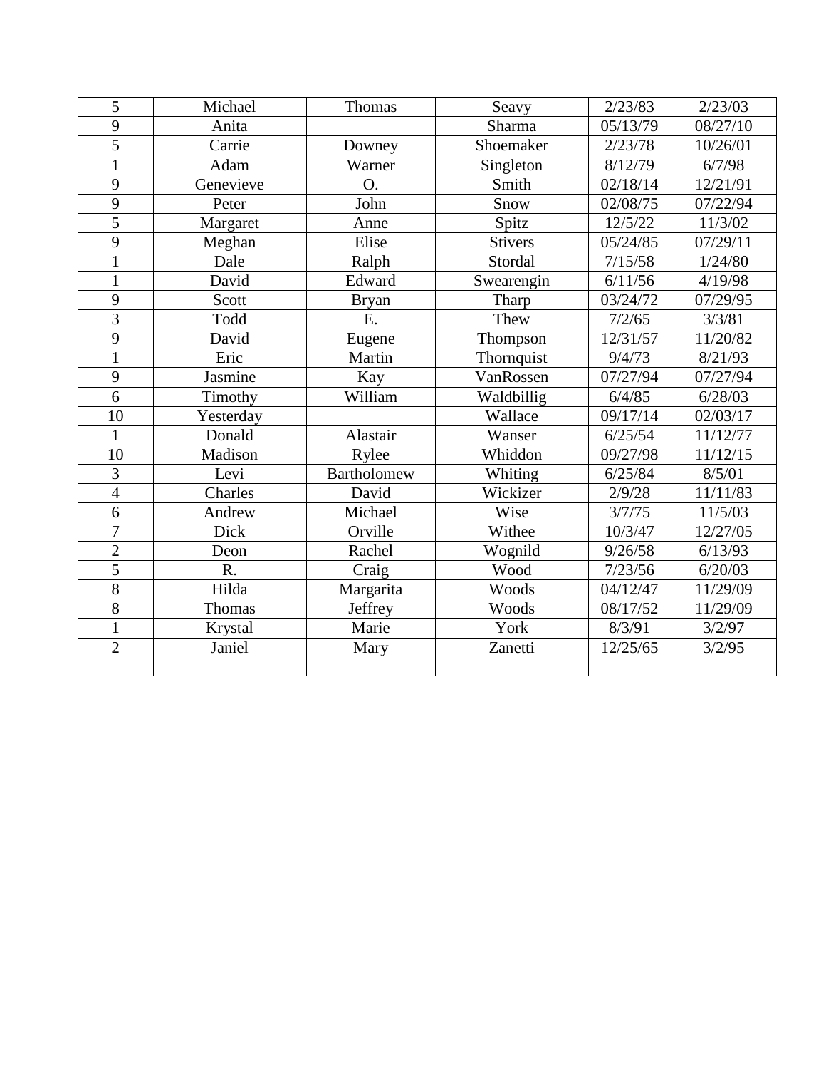| | | | | | |
|---|---|---|---|---|---|
| 5 | Michael | Thomas | Seavy | 2/23/83 | 2/23/03 |
| 9 | Anita | | Sharma | 05/13/79 | 08/27/10 |
| 5 | Carrie | Downey | Shoemaker | 2/23/78 | 10/26/01 |
| 1 | Adam | Warner | Singleton | 8/12/79 | 6/7/98 |
| 9 | Genevieve | O. | Smith | 02/18/14 | 12/21/91 |
| 9 | Peter | John | Snow | 02/08/75 | 07/22/94 |
| 5 | Margaret | Anne | Spitz | 12/5/22 | 11/3/02 |
| 9 | Meghan | Elise | Stivers | 05/24/85 | 07/29/11 |
| 1 | Dale | Ralph | Stordal | 7/15/58 | 1/24/80 |
| 1 | David | Edward | Swearengin | 6/11/56 | 4/19/98 |
| 9 | Scott | Bryan | Tharp | 03/24/72 | 07/29/95 |
| 3 | Todd | E. | Thew | 7/2/65 | 3/3/81 |
| 9 | David | Eugene | Thompson | 12/31/57 | 11/20/82 |
| 1 | Eric | Martin | Thornquist | 9/4/73 | 8/21/93 |
| 9 | Jasmine | Kay | VanRossen | 07/27/94 | 07/27/94 |
| 6 | Timothy | William | Waldbillig | 6/4/85 | 6/28/03 |
| 10 | Yesterday | | Wallace | 09/17/14 | 02/03/17 |
| 1 | Donald | Alastair | Wanser | 6/25/54 | 11/12/77 |
| 10 | Madison | Rylee | Whiddon | 09/27/98 | 11/12/15 |
| 3 | Levi | Bartholomew | Whiting | 6/25/84 | 8/5/01 |
| 4 | Charles | David | Wickizer | 2/9/28 | 11/11/83 |
| 6 | Andrew | Michael | Wise | 3/7/75 | 11/5/03 |
| 7 | Dick | Orville | Withee | 10/3/47 | 12/27/05 |
| 2 | Deon | Rachel | Wognild | 9/26/58 | 6/13/93 |
| 5 | R. | Craig | Wood | 7/23/56 | 6/20/03 |
| 8 | Hilda | Margarita | Woods | 04/12/47 | 11/29/09 |
| 8 | Thomas | Jeffrey | Woods | 08/17/52 | 11/29/09 |
| 1 | Krystal | Marie | York | 8/3/91 | 3/2/97 |
| 2 | Janiel | Mary | Zanetti | 12/25/65 | 3/2/95 |